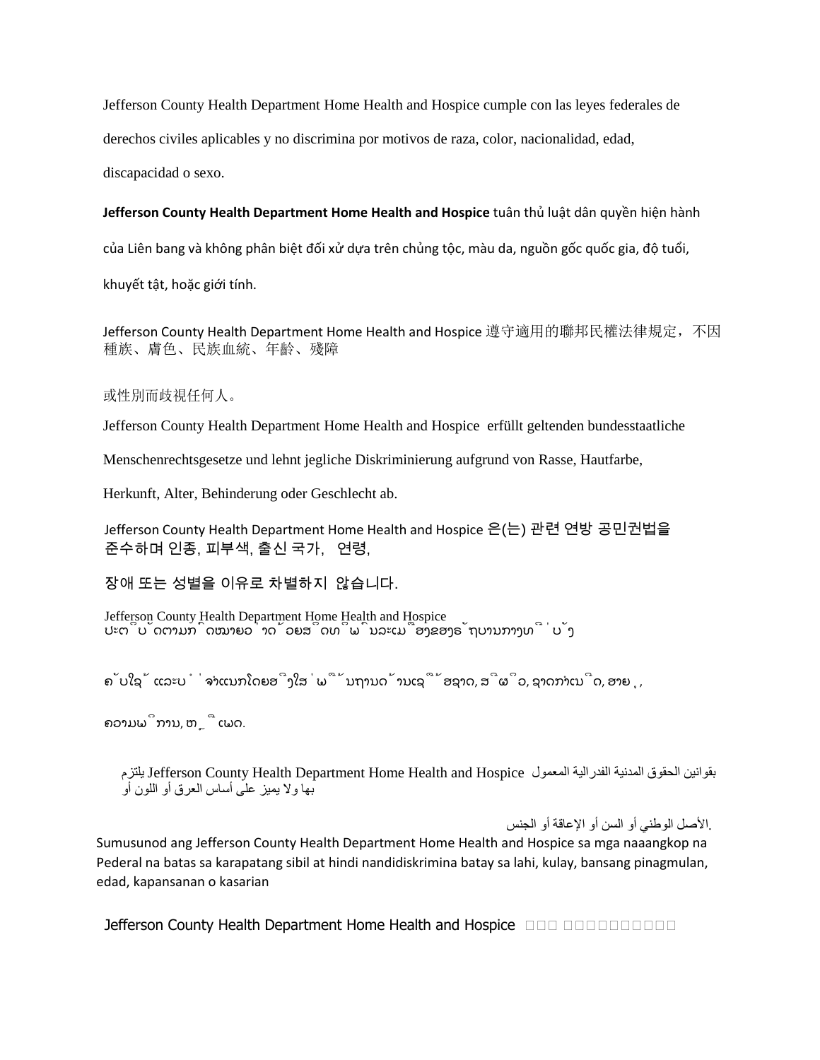Jefferson County Health Department Home Health and Hospice cumple con las leyes federales de derechos civiles aplicables y no discrimina por motivos de raza, color, nacionalidad, edad, discapacidad o sexo.

**Jefferson County Health Department Home Health and Hospice** tuân thủ luật dân quyền hiện hành của Liên bang và không phân biệt đối xử dựa trên chủng tộc, màu da, nguồn gốc quốc gia, độ tuổi, khuyết tật, hoặc giới tính.

Jefferson County Health Department Home Health and Hospice 遵守適用的聯邦民權法律規定，不因種族、膚色、民族血統、年齡、殘障

或性別而歧視任何人。

Jefferson County Health Department Home Health and Hospice erfüllt geltenden bundesstaatliche Menschenrechtsgesetze und lehnt jegliche Diskriminierung aufgrund von Rasse, Hautfarbe, Herkunft, Alter, Behinderung oder Geschlecht ab.

Jefferson County Health Department Home Health and Hospice 은(는) 관련 연방 공민권법을 준수하며 인종, 피부색, 출신 국가, 연령,

장애 또는 성별을 이유로 차별하지 않습니다.

Jefferson County Health Department Home Health and Hospice
ປະຕິບັດຕາມກົດໝາຍວ່າດ້ວຍສິດທິພົນລະເມືອງຂອງລັດຖະບານກາງທີ່ບັງ

ຄັບໃຊ້ ແລະບໍ່ຈຳແນກໂດຍອີງໃສ່ພື້ນຖານດ້ານເຊື້ອຊາດ, ສີຜິວ, ຊາດກຳເນີດ, ອາຍຸ,

ຄວາມພິການ, ຫຼືເພດ.

يلتزم Jefferson County Health Department Home Health and Hospice بقوانين الحقوق المدنية الفدرالية المعمول بها ولا يميز على أساس العرق أو اللون أو

الأصل الوطني أو السن أو الإعاقة أو الجنس.

Sumusunod ang Jefferson County Health Department Home Health and Hospice sa mga naaangkop na Pederal na batas sa karapatang sibil at hindi nandidiskrimina batay sa lahi, kulay, bansang pinagmulan, edad, kapansanan o kasarian

Jefferson County Health Department Home Health and Hospice □□□ □□□□□□□□□□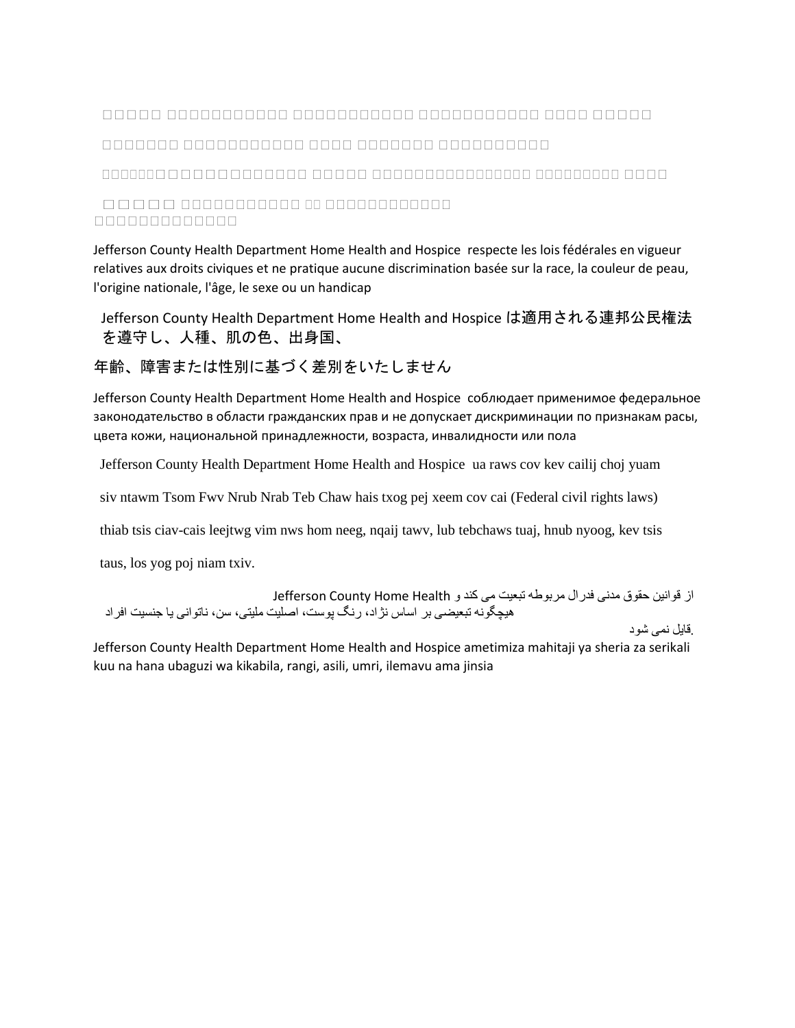□□□□□ □□□□□□□□□□□ □□□□□□□□□□□ □□□□□□□□□□□ □□□□ □□□□□

□□□□□□□ □□□□□□□□□□□ □□□□ □□□□□□□ □□□□□□□□□□□

□□□□□□□□□□□□□□□□□□□□□□□ □□□□□ □□□□□□□□□□□□□□□□□ □□□□□□□□□ □□□□

□□□□□ □□□□□□□□□□□ □□ □□□□□□□□□□□□□
□□□□□□□□□□□□□□

Jefferson County Health Department Home Health and Hospice respecte les lois fédérales en vigueur relatives aux droits civiques et ne pratique aucune discrimination basée sur la race, la couleur de peau, l'origine nationale, l'âge, le sexe ou un handicap

Jefferson County Health Department Home Health and Hospice は適用される連邦公民権法を遵守し、人種、肌の色、出身国、

年齢、障害または性別に基づく差別をいたしません

Jefferson County Health Department Home Health and Hospice соблюдает применимое федеральное законодательство в области гражданских прав и не допускает дискриминации по признакам расы, цвета кожи, национальной принадлежности, возраста, инвалидности или пола

Jefferson County Health Department Home Health and Hospice ua raws cov kev cailij choj yuam siv ntawm Tsom Fwv Nrub Nrab Teb Chaw hais txog pej xeem cov cai (Federal civil rights laws) thiab tsis ciav-cais leejtwg vim nws hom neeg, nqaij tawv, lub tebchaws tuaj, hnub nyoog, kev tsis taus, los yog poj niam txiv.

از قوانین حقوق مدنی فدرال مربوطه تبعیت می کند و Jefferson County Home Health
هیچگونه تبعیضی بر اساس نژاد، رنگ پوست، اصلیت ملیتی، سن، ناتوانی یا جنسیت افراد
قایل نمی شود.

Jefferson County Health Department Home Health and Hospice ametimiza mahitaji ya sheria za serikali kuu na hana ubaguzi wa kikabila, rangi, asili, umri, ilemavu ama jinsia